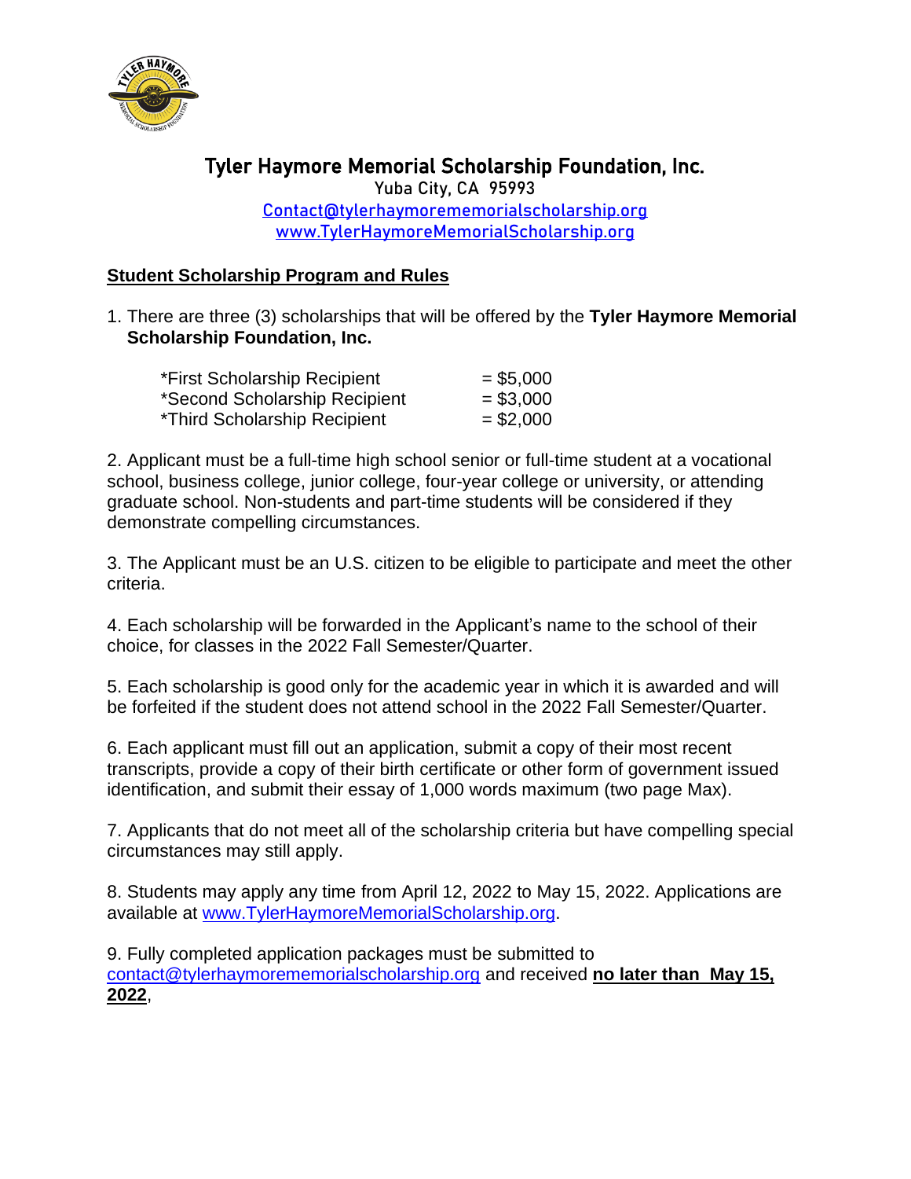# Tyler Haymore Memorial Scholarship Foundation, Inc.

Yuba City, CA 95993
Contact@tylerhaymorememorialscholarship.org
www.TylerHaymoreMemorialScholarship.org

## Student Scholarship Program and Rules

1. There are three (3) scholarships that will be offered by the **Tyler Haymore Memorial Scholarship Foundation, Inc.**

   *First Scholarship Recipient = $5,000
   *Second Scholarship Recipient = $3,000
   *Third Scholarship Recipient = $2,000

2. Applicant must be a full-time high school senior or full-time student at a vocational school, business college, junior college, four-year college or university, or attending graduate school. Non-students and part-time students will be considered if they demonstrate compelling circumstances.

3. The Applicant must be an U.S. citizen to be eligible to participate and meet the other criteria.

4. Each scholarship will be forwarded in the Applicant's name to the school of their choice, for classes in the 2022 Fall Semester/Quarter.

5. Each scholarship is good only for the academic year in which it is awarded and will be forfeited if the student does not attend school in the 2022 Fall Semester/Quarter.

6. Each applicant must fill out an application, submit a copy of their most recent transcripts, provide a copy of their birth certificate or other form of government issued identification, and submit their essay of 1,000 words maximum (two page Max).

7. Applicants that do not meet all of the scholarship criteria but have compelling special circumstances may still apply.

8. Students may apply any time from April 12, 2022 to May 15, 2022. Applications are available at www.TylerHaymoreMemorialScholarship.org.

9. Fully completed application packages must be submitted to contact@tylerhaymorememorialscholarship.org and received **no later than May 15, 2022**,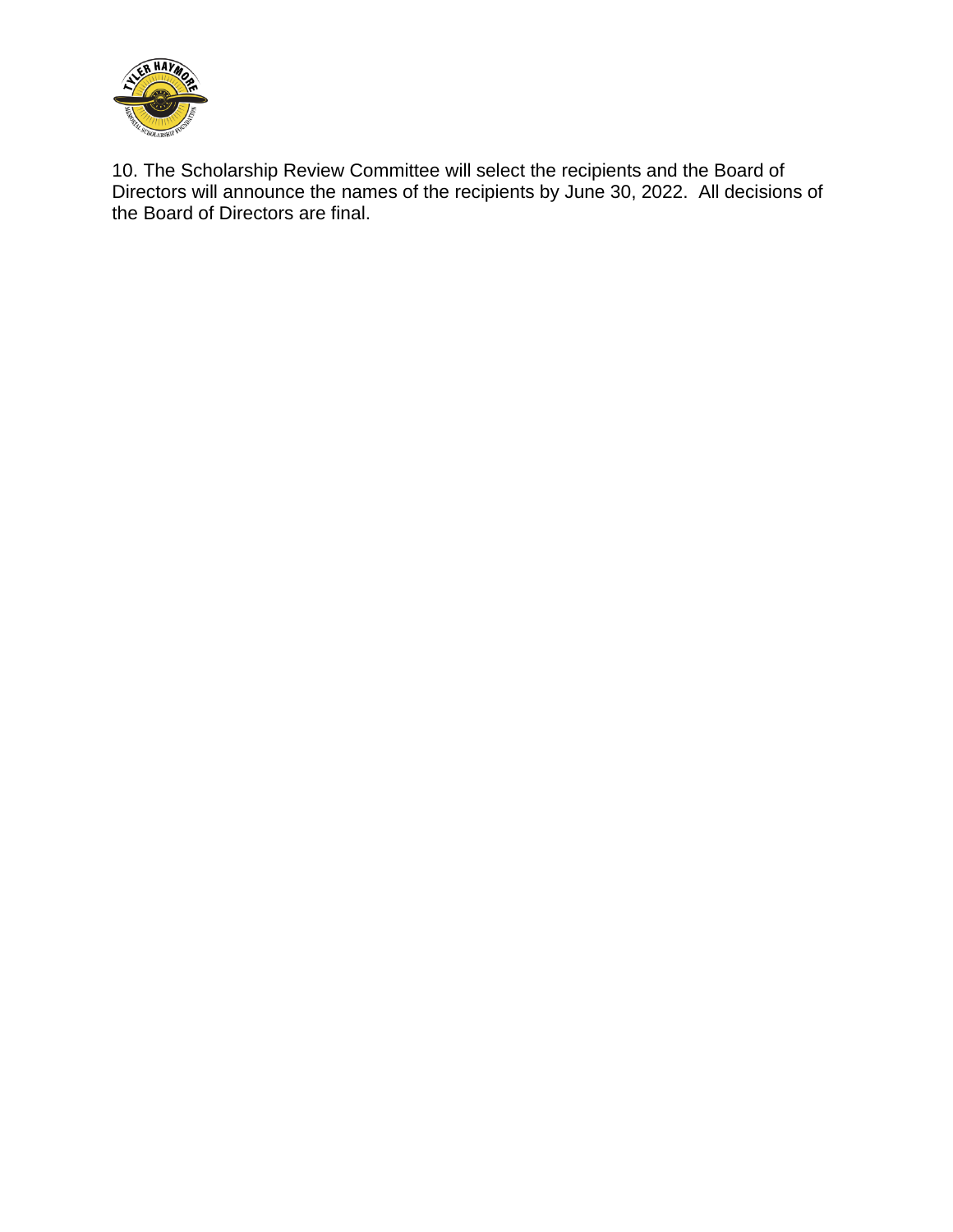10. The Scholarship Review Committee will select the recipients and the Board of Directors will announce the names of the recipients by June 30, 2022. All decisions of the Board of Directors are final.